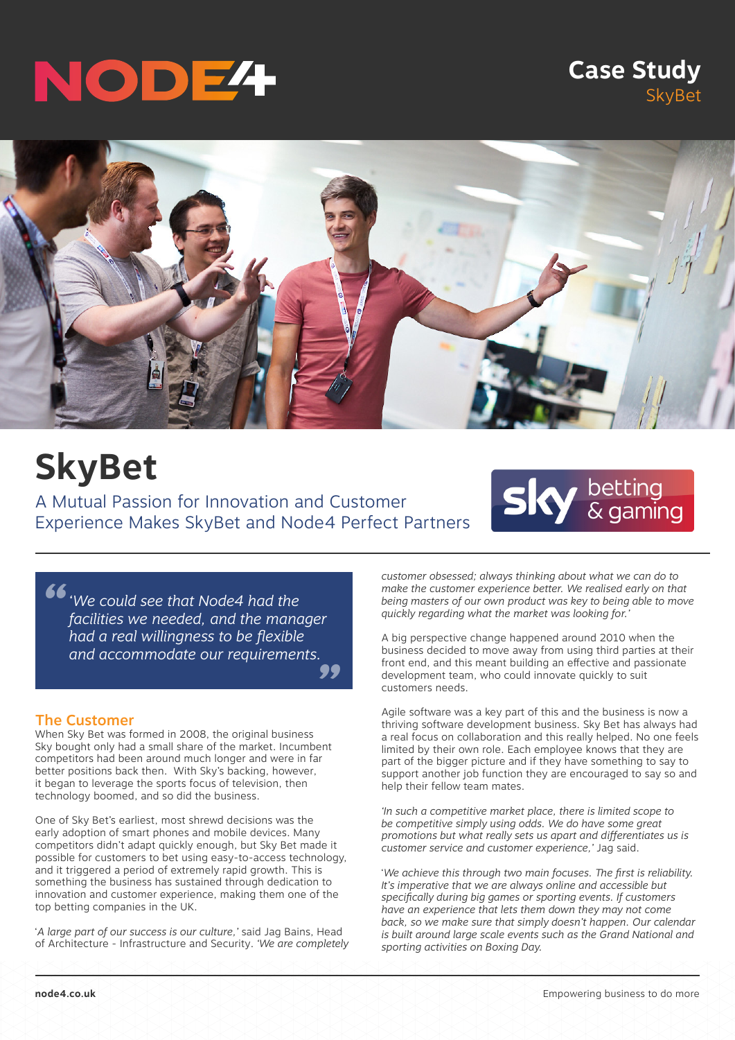# Case Study

SkyBet

# SkyBet

## A Mutual Passion for Innovation and Customer Experience Makes SkyBet and Node4 Perfect Partners

> *'We could see that Node4 had the facilities we needed, and the manager had a real willingness to be flexible and accommodate our requirements.'*

### The Customer

When Sky Bet was formed in 2008, the original business Sky bought only had a small share of the market. Incumbent competitors had been around much longer and were in far better positions back then. With Sky's backing, however, it began to leverage the sports focus of television, then technology boomed, and so did the business.

One of Sky Bet's earliest, most shrewd decisions was the early adoption of smart phones and mobile devices. Many competitors didn't adapt quickly enough, but Sky Bet made it possible for customers to bet using easy-to-access technology, and it triggered a period of extremely rapid growth. This is something the business has sustained through dedication to innovation and customer experience, making them one of the top betting companies in the UK.

'*A large part of our success is our culture,*' said Jag Bains, Head of Architecture - Infrastructure and Security. *'We are completely customer obsessed; always thinking about what we can do to make the customer experience better. We realised early on that being masters of our own product was key to being able to move quickly regarding what the market was looking for.'*

A big perspective change happened around 2010 when the business decided to move away from using third parties at their front end, and this meant building an effective and passionate development team, who could innovate quickly to suit customers needs.

Agile software was a key part of this and the business is now a thriving software development business. Sky Bet has always had a real focus on collaboration and this really helped. No one feels limited by their own role. Each employee knows that they are part of the bigger picture and if they have something to say to support another job function they are encouraged to say so and help their fellow team mates.

*'In such a competitive market place, there is limited scope to be competitive simply using odds. We do have some great promotions but what really sets us apart and differentiates us is customer service and customer experience,'* Jag said.

'*We achieve this through two main focuses. The first is reliability. It's imperative that we are always online and accessible but specifically during big games or sporting events. If customers have an experience that lets them down they may not come back, so we make sure that simply doesn't happen. Our calendar is built around large scale events such as the Grand National and sporting activities on Boxing Day.*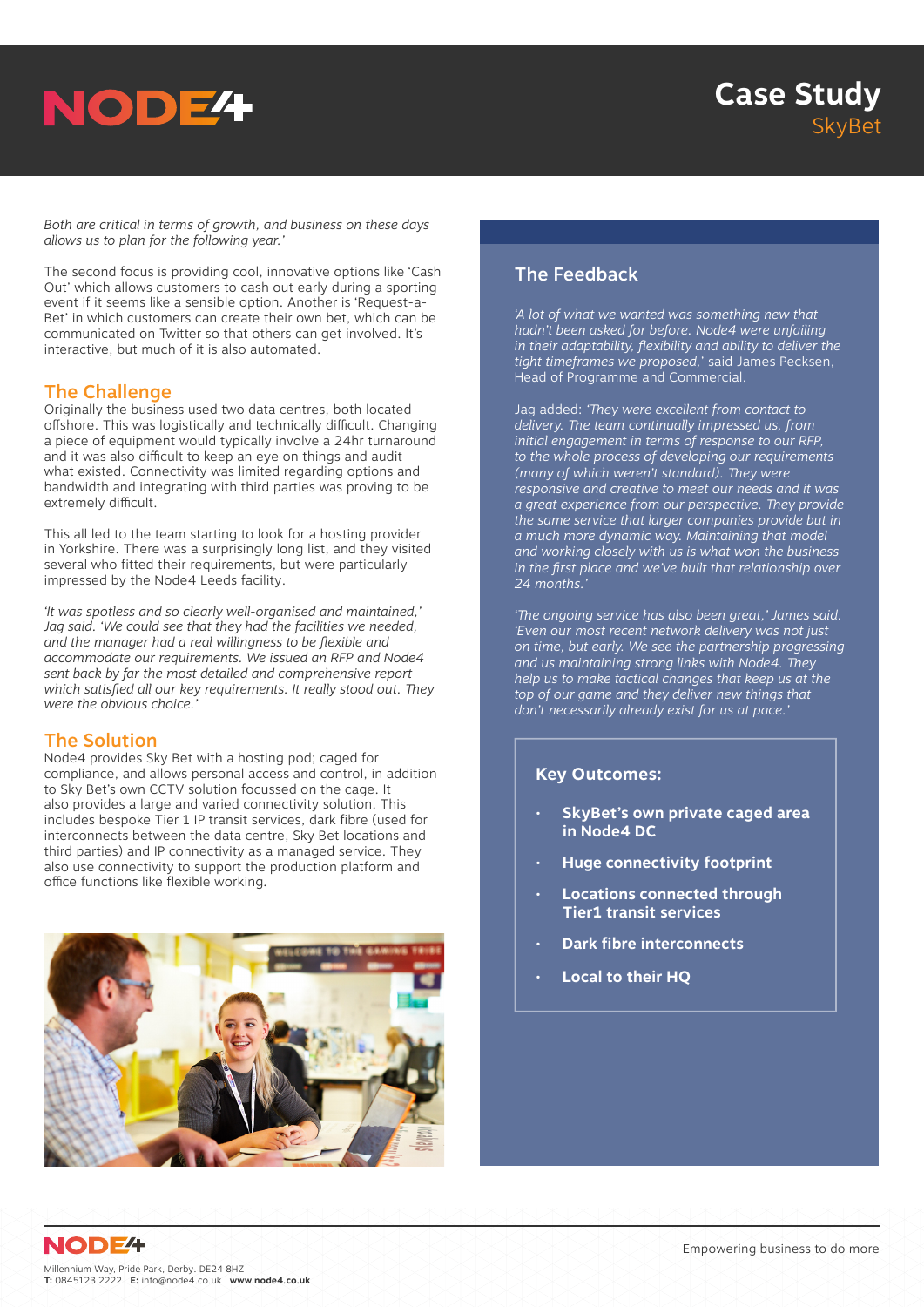# Case Study
SkyBet

*Both are critical in terms of growth, and business on these days allows us to plan for the following year.'*

The second focus is providing cool, innovative options like 'Cash Out' which allows customers to cash out early during a sporting event if it seems like a sensible option. Another is 'Request-a-Bet' in which customers can create their own bet, which can be communicated on Twitter so that others can get involved. It's interactive, but much of it is also automated.

## The Challenge

Originally the business used two data centres, both located offshore. This was logistically and technically difficult. Changing a piece of equipment would typically involve a 24hr turnaround and it was also difficult to keep an eye on things and audit what existed. Connectivity was limited regarding options and bandwidth and integrating with third parties was proving to be extremely difficult.

This all led to the team starting to look for a hosting provider in Yorkshire. There was a surprisingly long list, and they visited several who fitted their requirements, but were particularly impressed by the Node4 Leeds facility.

*'It was spotless and so clearly well-organised and maintained,' Jag said. 'We could see that they had the facilities we needed, and the manager had a real willingness to be flexible and accommodate our requirements. We issued an RFP and Node4 sent back by far the most detailed and comprehensive report which satisfied all our key requirements. It really stood out. They were the obvious choice.'*

## The Solution

Node4 provides Sky Bet with a hosting pod; caged for compliance, and allows personal access and control, in addition to Sky Bet's own CCTV solution focussed on the cage. It also provides a large and varied connectivity solution. This includes bespoke Tier 1 IP transit services, dark fibre (used for interconnects between the data centre, Sky Bet locations and third parties) and IP connectivity as a managed service. They also use connectivity to support the production platform and office functions like flexible working.

## The Feedback

*'A lot of what we wanted was something new that hadn't been asked for before. Node4 were unfailing in their adaptability, flexibility and ability to deliver the tight timeframes we proposed,'* said James Pecksen, Head of Programme and Commercial.

Jag added: *'They were excellent from contact to delivery. The team continually impressed us, from initial engagement in terms of response to our RFP, to the whole process of developing our requirements (many of which weren't standard). They were responsive and creative to meet our needs and it was a great experience from our perspective. They provide the same service that larger companies provide but in a much more dynamic way. Maintaining that model and working closely with us is what won the business in the first place and we've built that relationship over 24 months.'*

*'The ongoing service has also been great,'* James said. *'Even our most recent network delivery was not just on time, but early. We see the partnership progressing and us maintaining strong links with Node4. They help us to make tactical changes that keep us at the top of our game and they deliver new things that don't necessarily already exist for us at pace.'*

### Key Outcomes:

- **SkyBet's own private caged area in Node4 DC**
- **Huge connectivity footprint**
- **Locations connected through Tier1 transit services**
- **Dark fibre interconnects**
- **Local to their HQ**

Millennium Way, Pride Park, Derby. DE24 8HZ
**T:** 0845123 2222 **E:** info@node4.co.uk **www.node4.co.uk**

Empowering business to do more